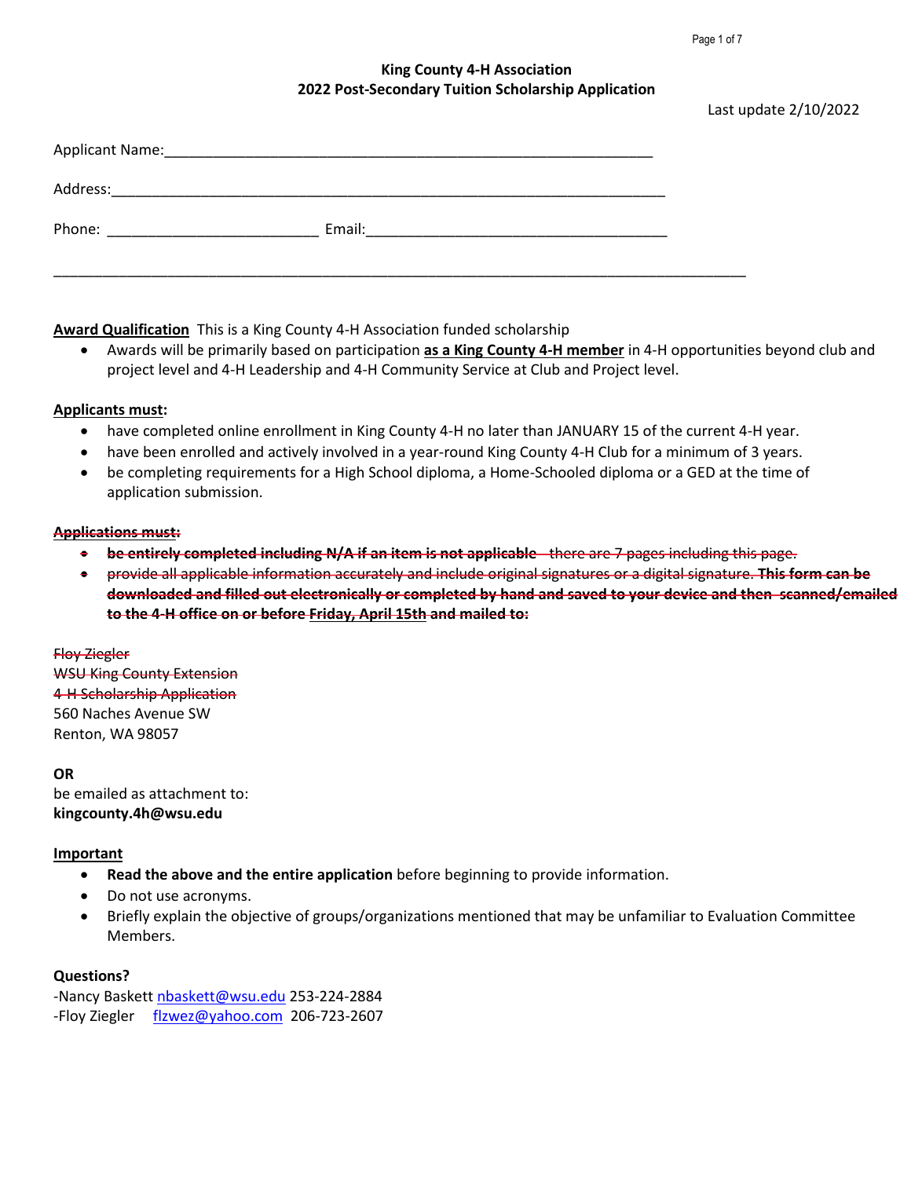**King County 4-H Association**
**2022 Post-Secondary Tuition Scholarship Application**

Last update 2/10/2022

Applicant Name:______________________________________________________________

Address:____________________________________________________________________

Phone: __________________________ Email:_____________________________________

________________________________________________________________________________________

**Award Qualification** This is a King County 4-H Association funded scholarship

- Awards will be primarily based on participation **as a King County 4-H member** in 4-H opportunities beyond club and project level and 4-H Leadership and 4-H Community Service at Club and Project level.

**Applicants must:**

- have completed online enrollment in King County 4-H no later than JANUARY 15 of the current 4-H year.
- have been enrolled and actively involved in a year-round King County 4-H Club for a minimum of 3 years.
- be completing requirements for a High School diploma, a Home-Schooled diploma or a GED at the time of application submission.

~~**Applications must:**~~

- ~~**be entirely completed including N/A if an item is not applicable** – there are 7 pages including this page.~~
- ~~provide all applicable information accurately and include original signatures or a digital signature. **This form can be downloaded and filled out electronically or completed by hand and saved to your device and then scanned/emailed to the 4-H office on or before Friday, April 15th and mailed to:**~~

~~Floy Ziegler~~
~~WSU King County Extension~~
~~4-H Scholarship Application~~
560 Naches Avenue SW
Renton, WA 98057

**OR**
be emailed as attachment to:
**kingcounty.4h@wsu.edu**

**Important**

- **Read the above and the entire application** before beginning to provide information.
- Do not use acronyms.
- Briefly explain the objective of groups/organizations mentioned that may be unfamiliar to Evaluation Committee Members.

**Questions?**
-Nancy Baskett nbaskett@wsu.edu 253-224-2884
-Floy Ziegler flzwez@yahoo.com 206-723-2607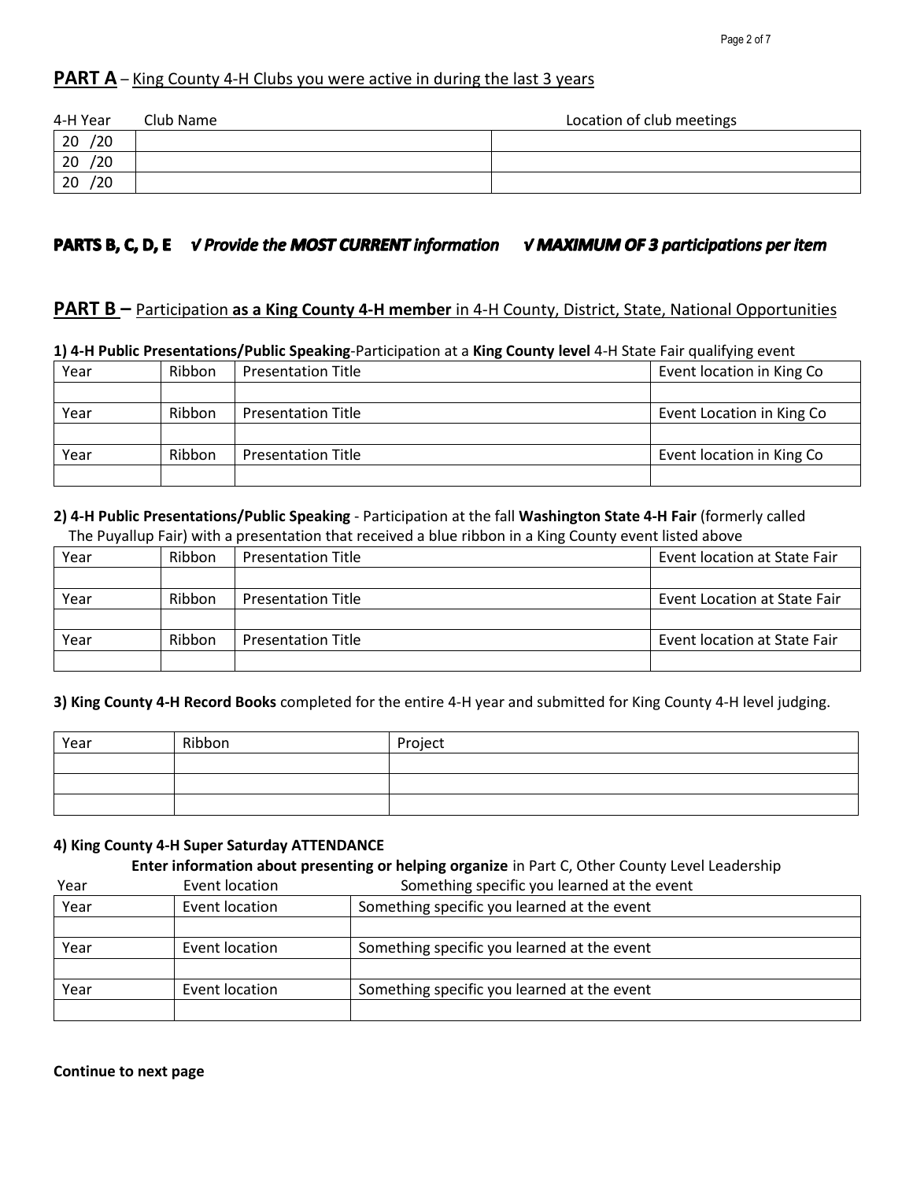## PART A – King County 4-H Clubs you were active in during the last 3 years

| 4-H Year | Club Name | Location of club meetings |
|---|---|---|
| 20 /20 | | |
| 20 /20 | | |
| 20 /20 | | |

### PARTS B, C, D, E ✓ *Provide the **MOST CURRENT** information* ✓ ***MAXIMUM OF 3 participations per item***

## PART B – Participation **as a King County 4-H member** in 4-H County, District, State, National Opportunities

**1) 4-H Public Presentations/Public Speaking**-Participation at a **King County level** 4-H State Fair qualifying event

| Year | Ribbon | Presentation Title | Event location in King Co |
|---|---|---|---|
| | | | |
| Year | Ribbon | Presentation Title | Event Location in King Co |
| | | | |
| Year | Ribbon | Presentation Title | Event location in King Co |
| | | | |

**2) 4-H Public Presentations/Public Speaking** - Participation at the fall **Washington State 4-H Fair** (formerly called The Puyallup Fair) with a presentation that received a blue ribbon in a King County event listed above

| Year | Ribbon | Presentation Title | Event location at State Fair |
|---|---|---|---|
| | | | |
| Year | Ribbon | Presentation Title | Event Location at State Fair |
| | | | |
| Year | Ribbon | Presentation Title | Event location at State Fair |
| | | | |

**3) King County 4-H Record Books** completed for the entire 4-H year and submitted for King County 4-H level judging.

| Year | Ribbon | Project |
|---|---|---|
| | | |
| | | |
| | | |

**4) King County 4-H Super Saturday ATTENDANCE**

**Enter information about presenting or helping organize** in Part C, Other County Level Leadership

| Year | Event location | Something specific you learned at the event |
|---|---|---|
| Year | Event location | Something specific you learned at the event |
| | | |
| Year | Event location | Something specific you learned at the event |
| | | |
| Year | Event location | Something specific you learned at the event |
| | | |

**Continue to next page**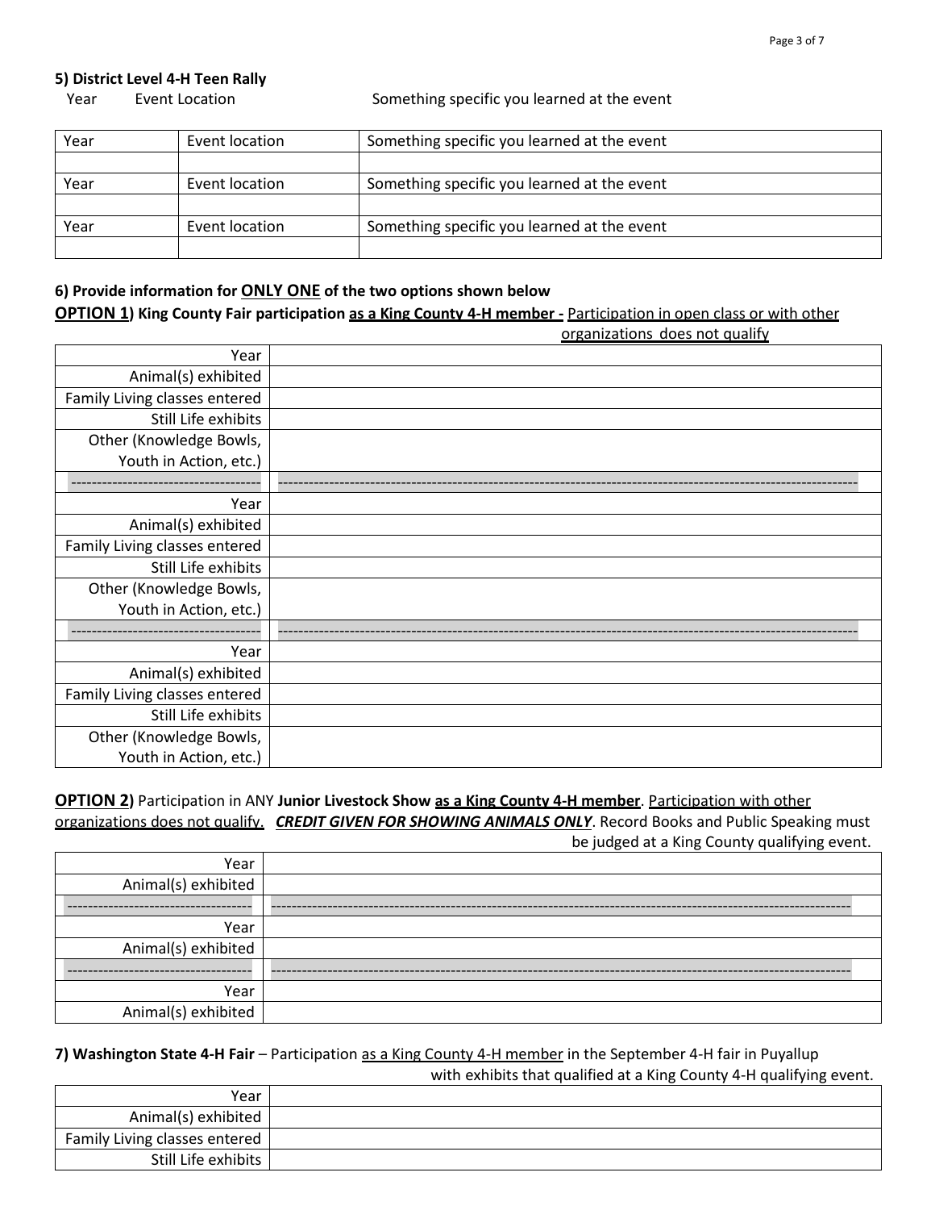**5) District Level 4-H Teen Rally**

Year      Event Location      Something specific you learned at the event

| Year | Event location | Something specific you learned at the event |
|---|---|---|
| | | |
| Year | Event location | Something specific you learned at the event |
| | | |
| Year | Event location | Something specific you learned at the event |
| | | |

**6) Provide information for ONLY ONE of the two options shown below**

**OPTION 1) King County Fair participation as a King County 4-H member -** Participation in open class or with other organizations does not qualify

| Year | |
|---|---|
| Animal(s) exhibited | |
| Family Living classes entered | |
| Still Life exhibits | |
| Other (Knowledge Bowls, Youth in Action, etc.) | |
| ------------------------------------ | ------------------------------------ |
| Year | |
| Animal(s) exhibited | |
| Family Living classes entered | |
| Still Life exhibits | |
| Other (Knowledge Bowls, Youth in Action, etc.) | |
| ------------------------------------ | ------------------------------------ |
| Year | |
| Animal(s) exhibited | |
| Family Living classes entered | |
| Still Life exhibits | |
| Other (Knowledge Bowls, Youth in Action, etc.) | |

**OPTION 2)** Participation in ANY **Junior Livestock Show as a King County 4-H member**. Participation with other organizations does not qualify. ***CREDIT GIVEN FOR SHOWING ANIMALS ONLY***. Record Books and Public Speaking must be judged at a King County qualifying event.

| Year | |
|---|---|
| Animal(s) exhibited | |
| ------------------------------------ | ------------------------------------ |
| Year | |
| Animal(s) exhibited | |
| ------------------------------------ | ------------------------------------ |
| Year | |
| Animal(s) exhibited | |

**7) Washington State 4-H Fair** – Participation as a King County 4-H member in the September 4-H fair in Puyallup with exhibits that qualified at a King County 4-H qualifying event.

| Year | |
|---|---|
| Animal(s) exhibited | |
| Family Living classes entered | |
| Still Life exhibits | |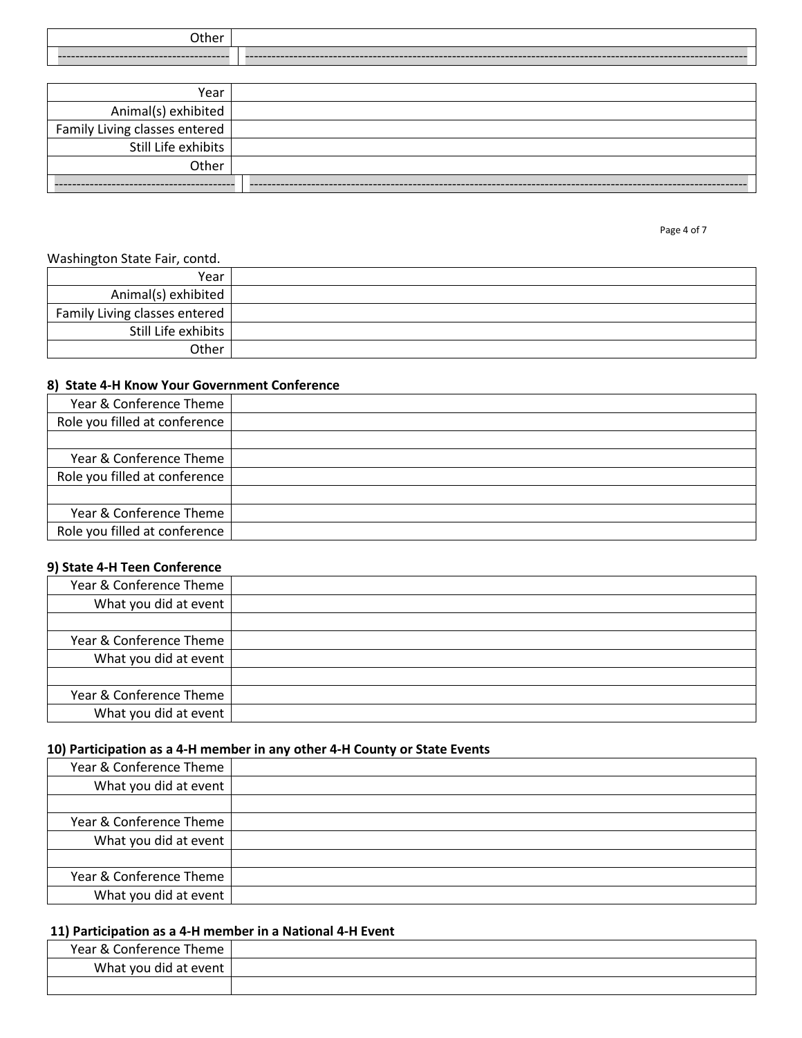| Other | |
|---|---|
| ---------------------------------------- | -------------------------------------------------------------------------------------------------------------------------- |

| Year | |
|---|---|
| Animal(s) exhibited | |
| Family Living classes entered | |
| Still Life exhibits | |
| Other | |
| ---------------------------------------- | -------------------------------------------------------------------------------------------------------------------------- |

Washington State Fair, contd.

| Year | |
|---|---|
| Animal(s) exhibited | |
| Family Living classes entered | |
| Still Life exhibits | |
| Other | |

**8) State 4-H Know Your Government Conference**

| Year & Conference Theme | |
|---|---|
| Role you filled at conference | |
| | |
| Year & Conference Theme | |
| Role you filled at conference | |
| | |
| Year & Conference Theme | |
| Role you filled at conference | |

**9) State 4-H Teen Conference**

| Year & Conference Theme | |
|---|---|
| What you did at event | |
| | |
| Year & Conference Theme | |
| What you did at event | |
| | |
| Year & Conference Theme | |
| What you did at event | |

**10) Participation as a 4-H member in any other 4-H County or State Events**

| Year & Conference Theme | |
|---|---|
| What you did at event | |
| | |
| Year & Conference Theme | |
| What you did at event | |
| | |
| Year & Conference Theme | |
| What you did at event | |

**11) Participation as a 4-H member in a National 4-H Event**

| Year & Conference Theme | |
|---|---|
| What you did at event | |
| | |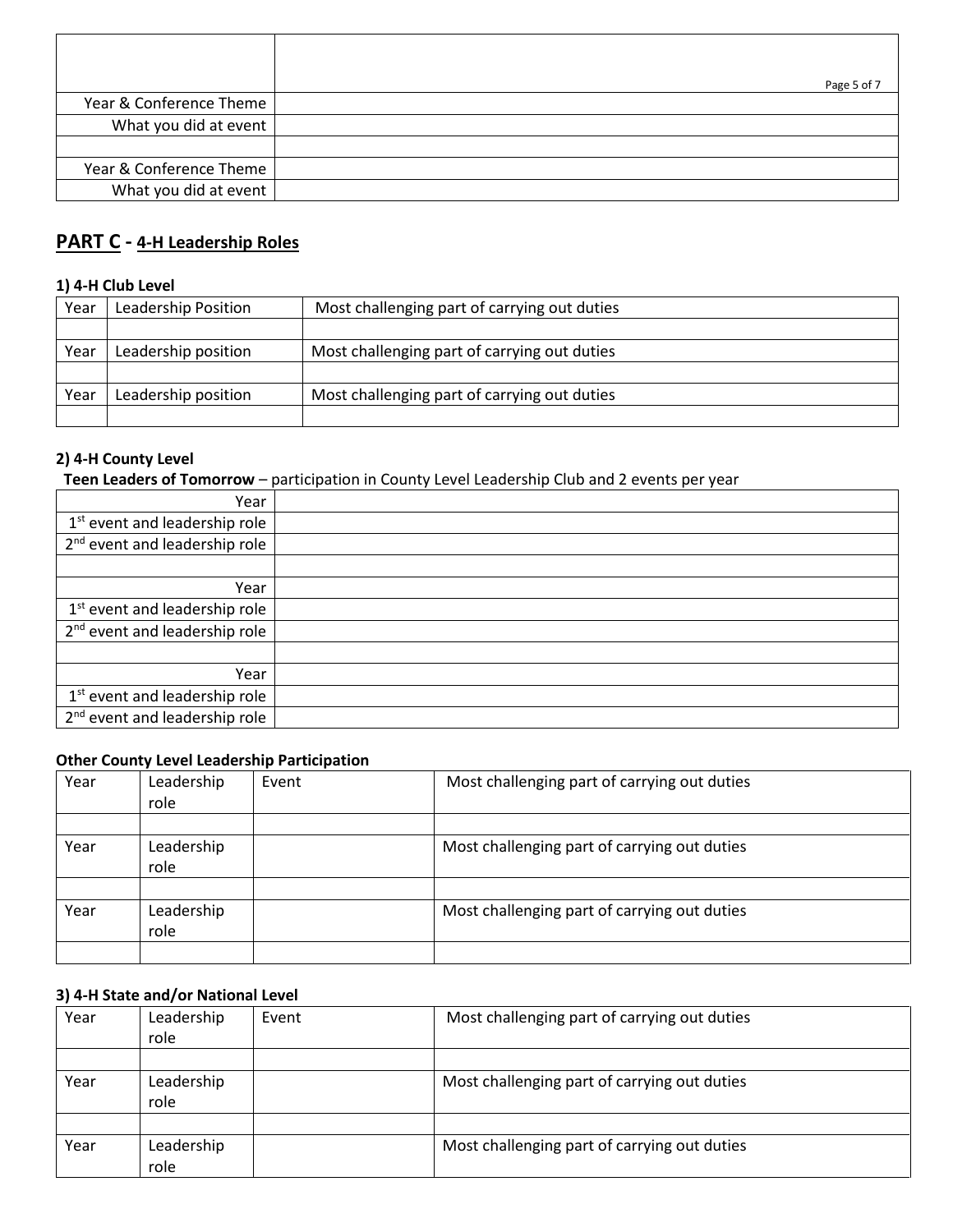| | |
|---|---|
| Year & Conference Theme | |
| What you did at event | |
| | |
| Year & Conference Theme | |
| What you did at event | |

## PART C - 4-H Leadership Roles

### 1) 4-H Club Level

| Year | Leadership Position | Most challenging part of carrying out duties |
|---|---|---|
| | | |
| Year | Leadership position | Most challenging part of carrying out duties |
| | | |
| Year | Leadership position | Most challenging part of carrying out duties |
| | | |

### 2) 4-H County Level

**Teen Leaders of Tomorrow** – participation in County Level Leadership Club and 2 events per year

| | |
|---|---|
| Year | |
| 1st event and leadership role | |
| 2nd event and leadership role | |
| | |
| Year | |
| 1st event and leadership role | |
| 2nd event and leadership role | |
| | |
| Year | |
| 1st event and leadership role | |
| 2nd event and leadership role | |

**Other County Level Leadership Participation**

| Year | Leadership role | Event | Most challenging part of carrying out duties |
|---|---|---|---|
| | | | |
| Year | Leadership role | | Most challenging part of carrying out duties |
| | | | |
| Year | Leadership role | | Most challenging part of carrying out duties |
| | | | |

### 3) 4-H State and/or National Level

| Year | Leadership role | Event | Most challenging part of carrying out duties |
|---|---|---|---|
| | | | |
| Year | Leadership role | | Most challenging part of carrying out duties |
| | | | |
| Year | Leadership role | | Most challenging part of carrying out duties |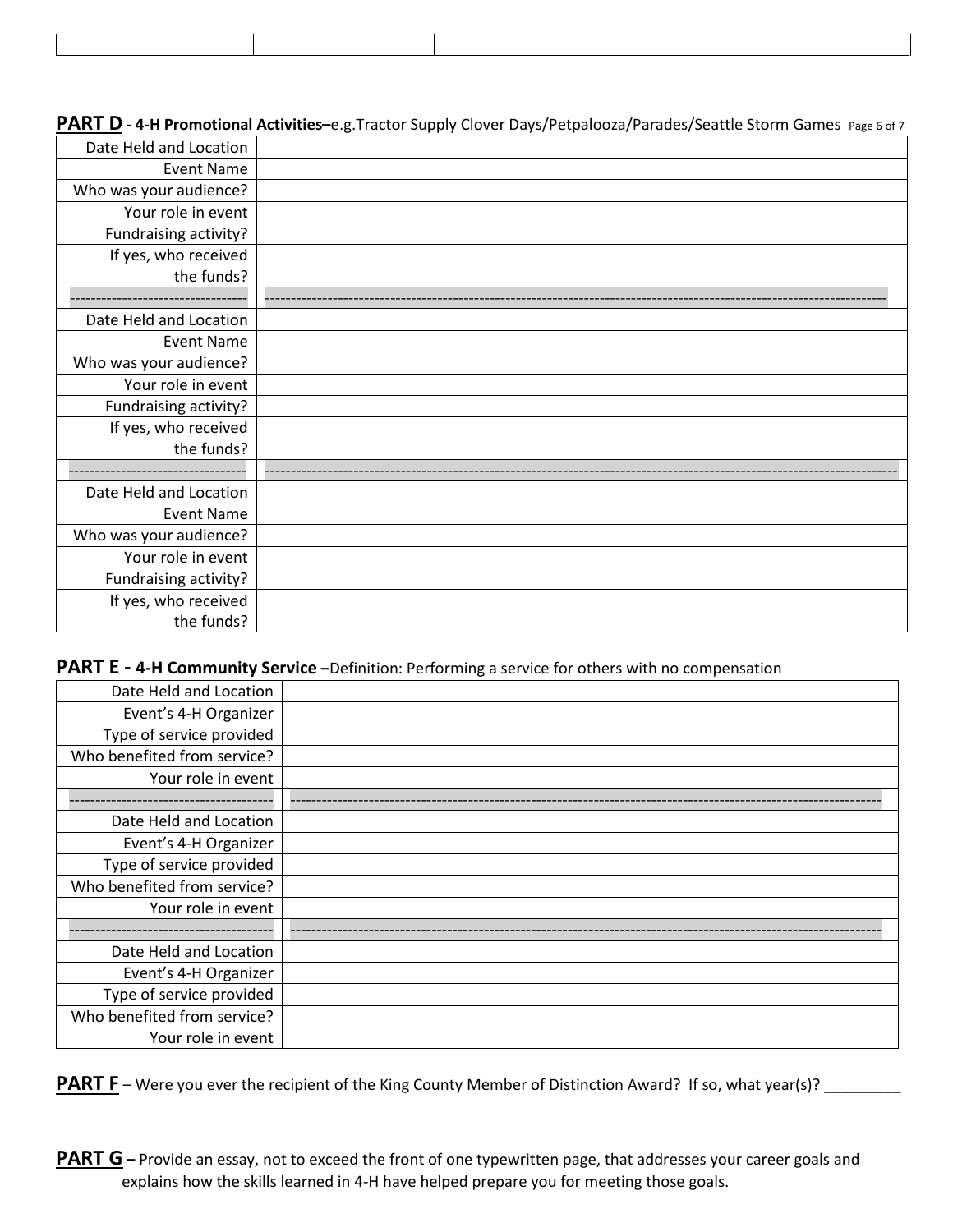| | | | |
|---|---|---|---|

**PART D** **- 4-H Promotional Activities–**e.g.Tractor Supply Clover Days/Petpalooza/Parades/Seattle Storm Games

| | |
|---|---|
| Date Held and Location | |
| Event Name | |
| Who was your audience? | |
| Your role in event | |
| Fundraising activity? | |
| If yes, who received the funds? | |
| --------------------------------- | ------------------------------------------------------------------------------------------------------------------------ |
| Date Held and Location | |
| Event Name | |
| Who was your audience? | |
| Your role in event | |
| Fundraising activity? | |
| If yes, who received the funds? | |
| --------------------------------- | ------------------------------------------------------------------------------------------------------------------------ |
| Date Held and Location | |
| Event Name | |
| Who was your audience? | |
| Your role in event | |
| Fundraising activity? | |
| If yes, who received the funds? | |

**PART E - 4-H Community Service –**Definition: Performing a service for others with no compensation

| | |
|---|---|
| Date Held and Location | |
| Event's 4-H Organizer | |
| Type of service provided | |
| Who benefited from service? | |
| Your role in event | |
| -------------------------------------- | ------------------------------------------------------------------------------------------------------------------ |
| Date Held and Location | |
| Event's 4-H Organizer | |
| Type of service provided | |
| Who benefited from service? | |
| Your role in event | |
| -------------------------------------- | ------------------------------------------------------------------------------------------------------------------ |
| Date Held and Location | |
| Event's 4-H Organizer | |
| Type of service provided | |
| Who benefited from service? | |
| Your role in event | |

**PART F** – Were you ever the recipient of the King County Member of Distinction Award? If so, what year(s)? _________

**PART G –** Provide an essay, not to exceed the front of one typewritten page, that addresses your career goals and explains how the skills learned in 4-H have helped prepare you for meeting those goals.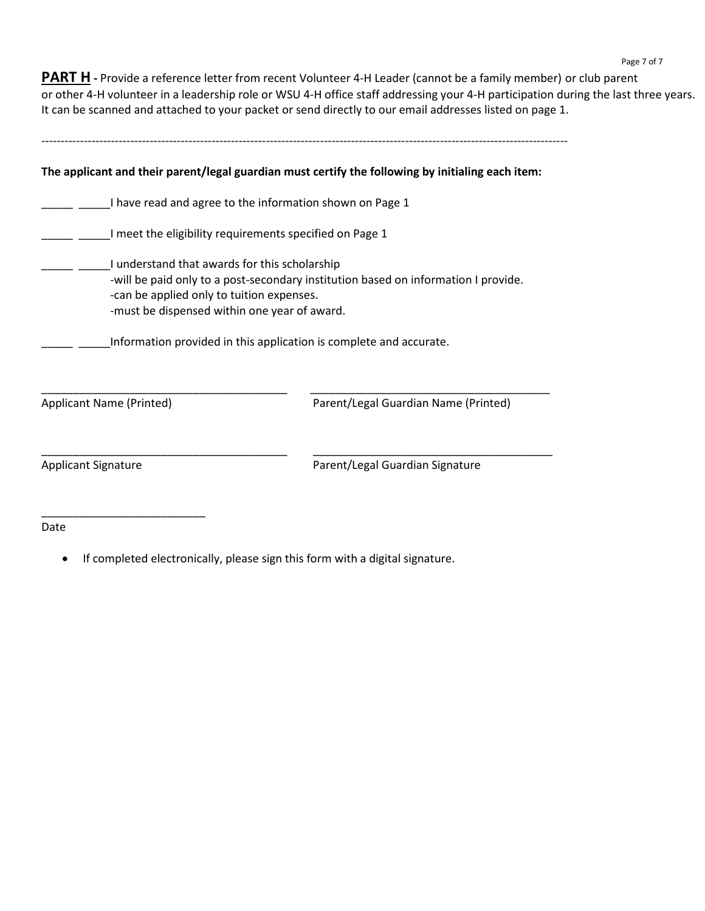**PART H -** Provide a reference letter from recent Volunteer 4-H Leader (cannot be a family member) or club parent or other 4-H volunteer in a leadership role or WSU 4-H office staff addressing your 4-H participation during the last three years. It can be scanned and attached to your packet or send directly to our email addresses listed on page 1.

---

**The applicant and their parent/legal guardian must certify the following by initialing each item:**

_____ _____I have read and agree to the information shown on Page 1

_____ _____I meet the eligibility requirements specified on Page 1

_____ _____I understand that awards for this scholarship
-will be paid only to a post-secondary institution based on information I provide.
-can be applied only to tuition expenses.
-must be dispensed within one year of award.

_____ _____Information provided in this application is complete and accurate.

________________________________________ ________________________________________
Applicant Name (Printed) Parent/Legal Guardian Name (Printed)

________________________________________ ________________________________________
Applicant Signature Parent/Legal Guardian Signature

__________________________
Date

- If completed electronically, please sign this form with a digital signature.